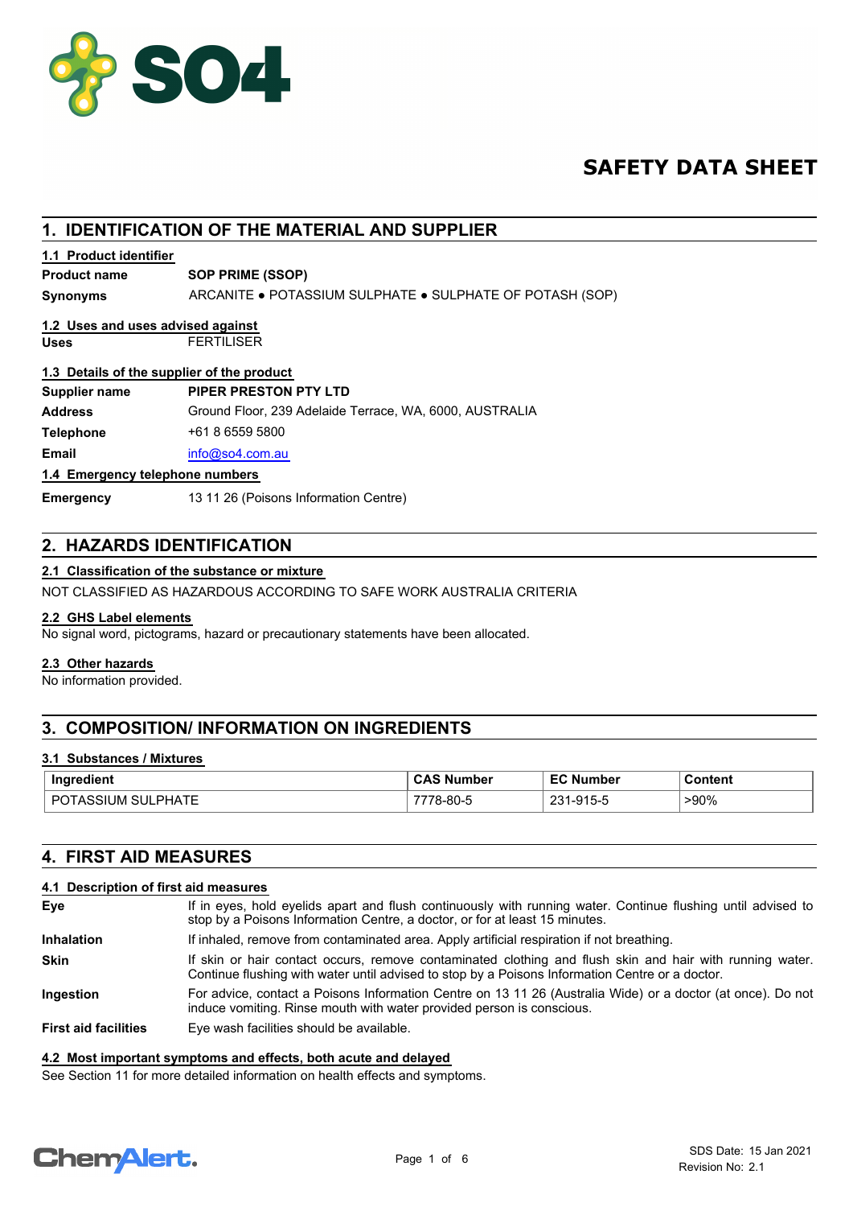# SAFETY DATA SHEET

## 1. IDENTIFICATION OF THE MATERIAL AND SUPPLIER

### 1.1 Product identifier

**Product name** **SOP PRIME (SSOP)**

**Synonyms** ARCANITE ● POTASSIUM SULPHATE ● SULPHATE OF POTASH (SOP)

### 1.2 Uses and uses advised against

**Uses** FERTILISER

### 1.3 Details of the supplier of the product

**Supplier name** **PIPER PRESTON PTY LTD**

**Address** Ground Floor, 239 Adelaide Terrace, WA, 6000, AUSTRALIA

**Telephone** +61 8 6559 5800

**Email** info@so4.com.au

### 1.4 Emergency telephone numbers

**Emergency** 13 11 26 (Poisons Information Centre)

## 2. HAZARDS IDENTIFICATION

### 2.1 Classification of the substance or mixture

NOT CLASSIFIED AS HAZARDOUS ACCORDING TO SAFE WORK AUSTRALIA CRITERIA

### 2.2 GHS Label elements

No signal word, pictograms, hazard or precautionary statements have been allocated.

### 2.3 Other hazards

No information provided.

## 3. COMPOSITION/ INFORMATION ON INGREDIENTS

### 3.1 Substances / Mixtures

| Ingredient | CAS Number | EC Number | Content |
|---|---|---|---|
| POTASSIUM SULPHATE | 7778-80-5 | 231-915-5 | >90% |

## 4. FIRST AID MEASURES

### 4.1 Description of first aid measures

**Eye** If in eyes, hold eyelids apart and flush continuously with running water. Continue flushing until advised to stop by a Poisons Information Centre, a doctor, or for at least 15 minutes.

**Inhalation** If inhaled, remove from contaminated area. Apply artificial respiration if not breathing.

**Skin** If skin or hair contact occurs, remove contaminated clothing and flush skin and hair with running water. Continue flushing with water until advised to stop by a Poisons Information Centre or a doctor.

**Ingestion** For advice, contact a Poisons Information Centre on 13 11 26 (Australia Wide) or a doctor (at once). Do not induce vomiting. Rinse mouth with water provided person is conscious.

**First aid facilities** Eye wash facilities should be available.

### 4.2 Most important symptoms and effects, both acute and delayed

See Section 11 for more detailed information on health effects and symptoms.

SDS Date: 15 Jan 2021
Revision No: 2.1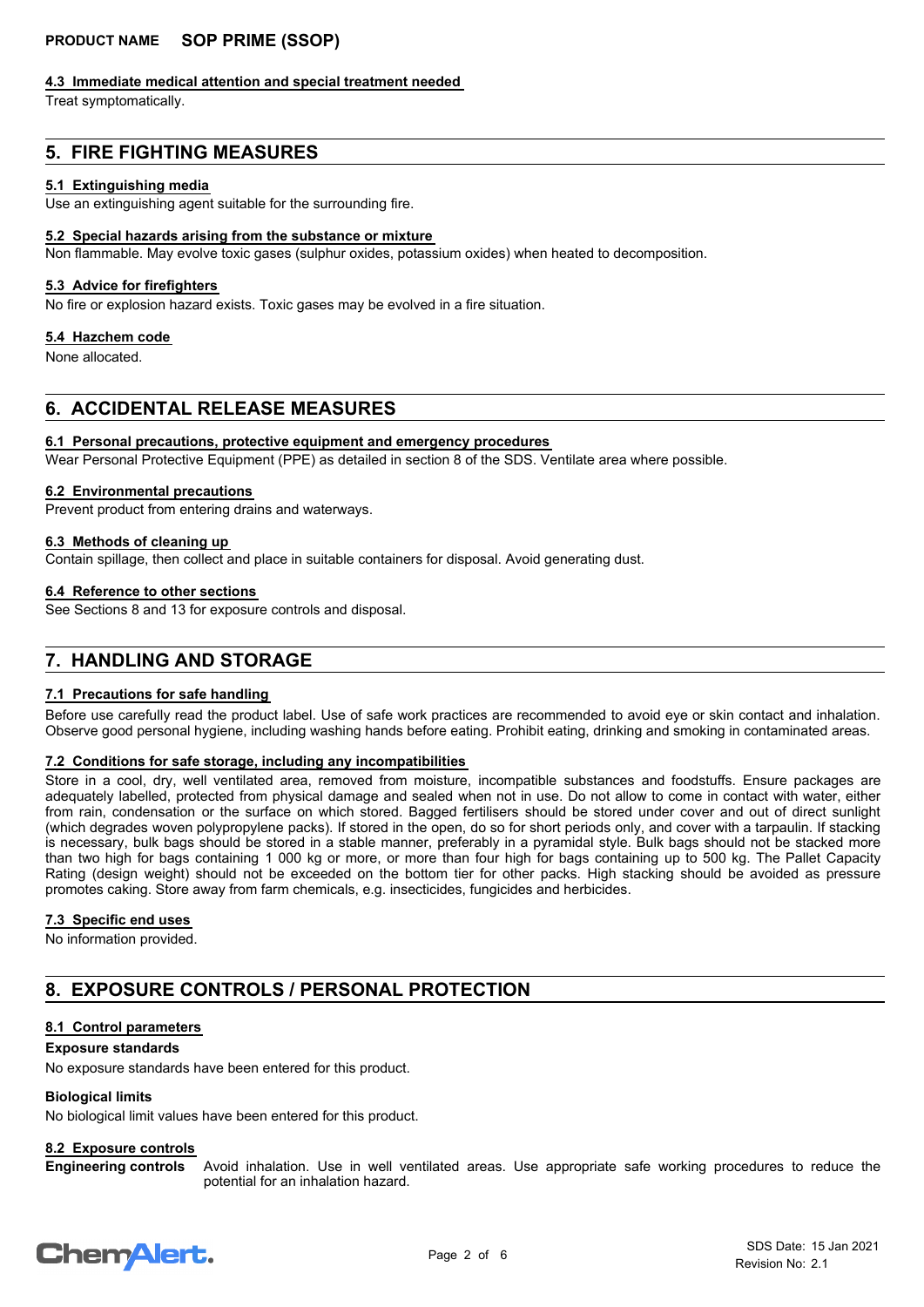### 4.3 Immediate medical attention and special treatment needed

Treat symptomatically.

## 5. FIRE FIGHTING MEASURES

### 5.1 Extinguishing media

Use an extinguishing agent suitable for the surrounding fire.

### 5.2 Special hazards arising from the substance or mixture

Non flammable. May evolve toxic gases (sulphur oxides, potassium oxides) when heated to decomposition.

### 5.3 Advice for firefighters

No fire or explosion hazard exists. Toxic gases may be evolved in a fire situation.

### 5.4 Hazchem code

None allocated.

## 6. ACCIDENTAL RELEASE MEASURES

### 6.1 Personal precautions, protective equipment and emergency procedures

Wear Personal Protective Equipment (PPE) as detailed in section 8 of the SDS. Ventilate area where possible.

### 6.2 Environmental precautions

Prevent product from entering drains and waterways.

### 6.3 Methods of cleaning up

Contain spillage, then collect and place in suitable containers for disposal. Avoid generating dust.

### 6.4 Reference to other sections

See Sections 8 and 13 for exposure controls and disposal.

## 7. HANDLING AND STORAGE

### 7.1 Precautions for safe handling

Before use carefully read the product label. Use of safe work practices are recommended to avoid eye or skin contact and inhalation. Observe good personal hygiene, including washing hands before eating. Prohibit eating, drinking and smoking in contaminated areas.

### 7.2 Conditions for safe storage, including any incompatibilities

Store in a cool, dry, well ventilated area, removed from moisture, incompatible substances and foodstuffs. Ensure packages are adequately labelled, protected from physical damage and sealed when not in use. Do not allow to come in contact with water, either from rain, condensation or the surface on which stored. Bagged fertilisers should be stored under cover and out of direct sunlight (which degrades woven polypropylene packs). If stored in the open, do so for short periods only, and cover with a tarpaulin. If stacking is necessary, bulk bags should be stored in a stable manner, preferably in a pyramidal style. Bulk bags should not be stacked more than two high for bags containing 1 000 kg or more, or more than four high for bags containing up to 500 kg. The Pallet Capacity Rating (design weight) should not be exceeded on the bottom tier for other packs. High stacking should be avoided as pressure promotes caking. Store away from farm chemicals, e.g. insecticides, fungicides and herbicides.

### 7.3 Specific end uses

No information provided.

## 8. EXPOSURE CONTROLS / PERSONAL PROTECTION

### 8.1 Control parameters

**Exposure standards**

No exposure standards have been entered for this product.

**Biological limits**

No biological limit values have been entered for this product.

### 8.2 Exposure controls

**Engineering controls** Avoid inhalation. Use in well ventilated areas. Use appropriate safe working procedures to reduce the potential for an inhalation hazard.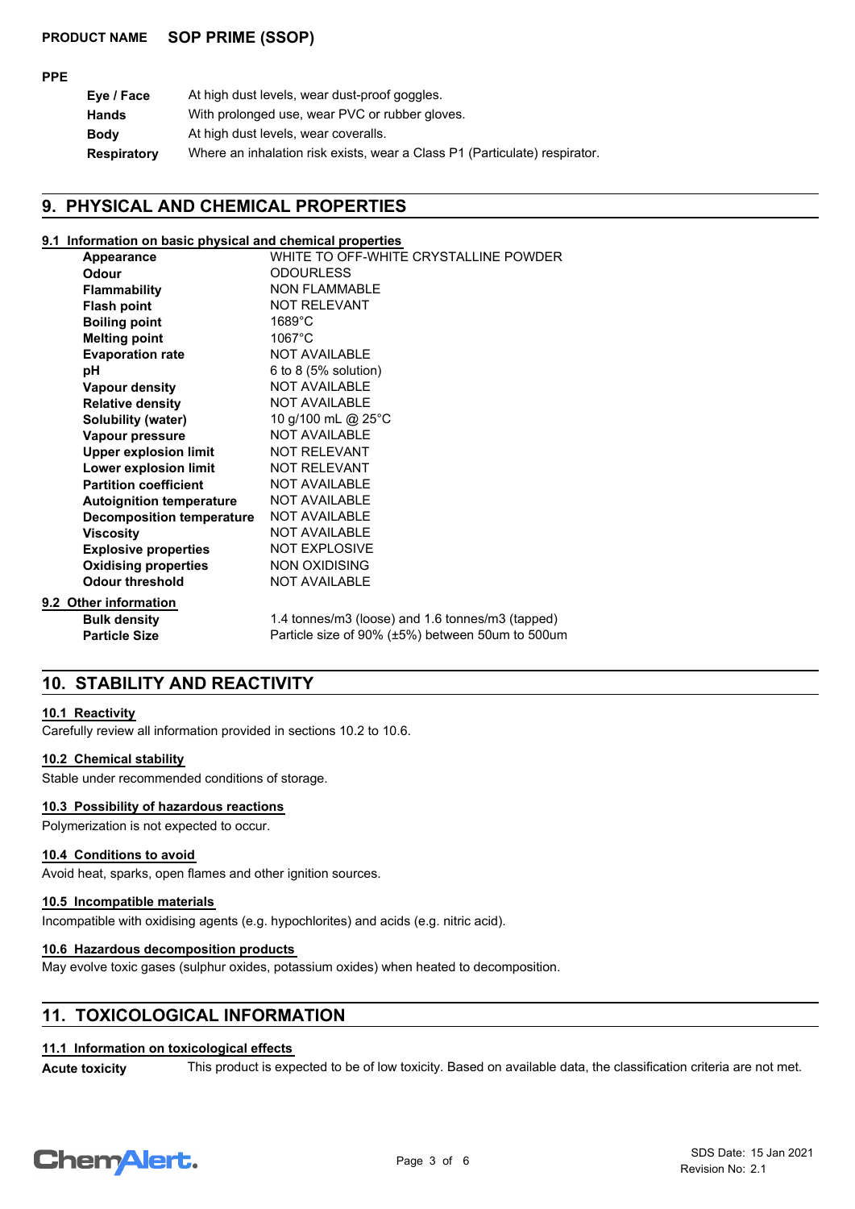**PRODUCT NAME** **SOP PRIME (SSOP)**

**PPE**

| | |
|---|---|
| **Eye / Face** | At high dust levels, wear dust-proof goggles. |
| **Hands** | With prolonged use, wear PVC or rubber gloves. |
| **Body** | At high dust levels, wear coveralls. |
| **Respiratory** | Where an inhalation risk exists, wear a Class P1 (Particulate) respirator. |

## 9. PHYSICAL AND CHEMICAL PROPERTIES

### 9.1 Information on basic physical and chemical properties

| | |
|---|---|
| **Appearance** | WHITE TO OFF-WHITE CRYSTALLINE POWDER |
| **Odour** | ODOURLESS |
| **Flammability** | NON FLAMMABLE |
| **Flash point** | NOT RELEVANT |
| **Boiling point** | 1689°C |
| **Melting point** | 1067°C |
| **Evaporation rate** | NOT AVAILABLE |
| **pH** | 6 to 8 (5% solution) |
| **Vapour density** | NOT AVAILABLE |
| **Relative density** | NOT AVAILABLE |
| **Solubility (water)** | 10 g/100 mL @ 25°C |
| **Vapour pressure** | NOT AVAILABLE |
| **Upper explosion limit** | NOT RELEVANT |
| **Lower explosion limit** | NOT RELEVANT |
| **Partition coefficient** | NOT AVAILABLE |
| **Autoignition temperature** | NOT AVAILABLE |
| **Decomposition temperature** | NOT AVAILABLE |
| **Viscosity** | NOT AVAILABLE |
| **Explosive properties** | NOT EXPLOSIVE |
| **Oxidising properties** | NON OXIDISING |
| **Odour threshold** | NOT AVAILABLE |

### 9.2 Other information

| | |
|---|---|
| **Bulk density** | 1.4 tonnes/m3 (loose) and 1.6 tonnes/m3 (tapped) |
| **Particle Size** | Particle size of 90% (±5%) between 50um to 500um |

## 10. STABILITY AND REACTIVITY

### 10.1 Reactivity

Carefully review all information provided in sections 10.2 to 10.6.

### 10.2 Chemical stability

Stable under recommended conditions of storage.

### 10.3 Possibility of hazardous reactions

Polymerization is not expected to occur.

### 10.4 Conditions to avoid

Avoid heat, sparks, open flames and other ignition sources.

### 10.5 Incompatible materials

Incompatible with oxidising agents (e.g. hypochlorites) and acids (e.g. nitric acid).

### 10.6 Hazardous decomposition products

May evolve toxic gases (sulphur oxides, potassium oxides) when heated to decomposition.

## 11. TOXICOLOGICAL INFORMATION

### 11.1 Information on toxicological effects

**Acute toxicity** This product is expected to be of low toxicity. Based on available data, the classification criteria are not met.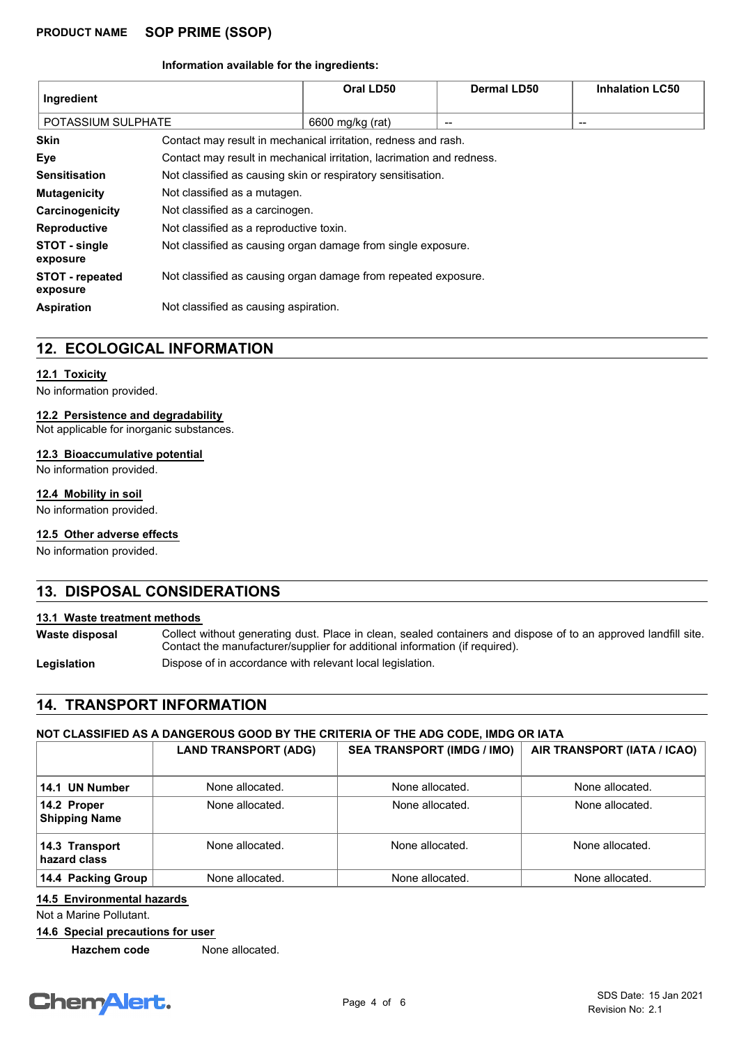**Information available for the ingredients:**

| Ingredient | Oral LD50 | Dermal LD50 | Inhalation LC50 |
| --- | --- | --- | --- |
| POTASSIUM SULPHATE | 6600 mg/kg (rat) | -- | -- |

**Skin** Contact may result in mechanical irritation, redness and rash.

**Eye** Contact may result in mechanical irritation, lacrimation and redness.

**Sensitisation** Not classified as causing skin or respiratory sensitisation.

**Mutagenicity** Not classified as a mutagen.

**Carcinogenicity** Not classified as a carcinogen.

**Reproductive** Not classified as a reproductive toxin.

**STOT - single exposure** Not classified as causing organ damage from single exposure.

**STOT - repeated exposure** Not classified as causing organ damage from repeated exposure.

**Aspiration** Not classified as causing aspiration.

## 12. ECOLOGICAL INFORMATION

### 12.1 Toxicity

No information provided.

### 12.2 Persistence and degradability

Not applicable for inorganic substances.

### 12.3 Bioaccumulative potential

No information provided.

### 12.4 Mobility in soil

No information provided.

### 12.5 Other adverse effects

No information provided.

## 13. DISPOSAL CONSIDERATIONS

### 13.1 Waste treatment methods

**Waste disposal** Collect without generating dust. Place in clean, sealed containers and dispose of to an approved landfill site. Contact the manufacturer/supplier for additional information (if required).

**Legislation** Dispose of in accordance with relevant local legislation.

## 14. TRANSPORT INFORMATION

**NOT CLASSIFIED AS A DANGEROUS GOOD BY THE CRITERIA OF THE ADG CODE, IMDG OR IATA**

| | LAND TRANSPORT (ADG) | SEA TRANSPORT (IMDG / IMO) | AIR TRANSPORT (IATA / ICAO) |
| --- | --- | --- | --- |
| **14.1 UN Number** | None allocated. | None allocated. | None allocated. |
| **14.2 Proper Shipping Name** | None allocated. | None allocated. | None allocated. |
| **14.3 Transport hazard class** | None allocated. | None allocated. | None allocated. |
| **14.4 Packing Group** | None allocated. | None allocated. | None allocated. |

### 14.5 Environmental hazards

Not a Marine Pollutant.

### 14.6 Special precautions for user

**Hazchem code** None allocated.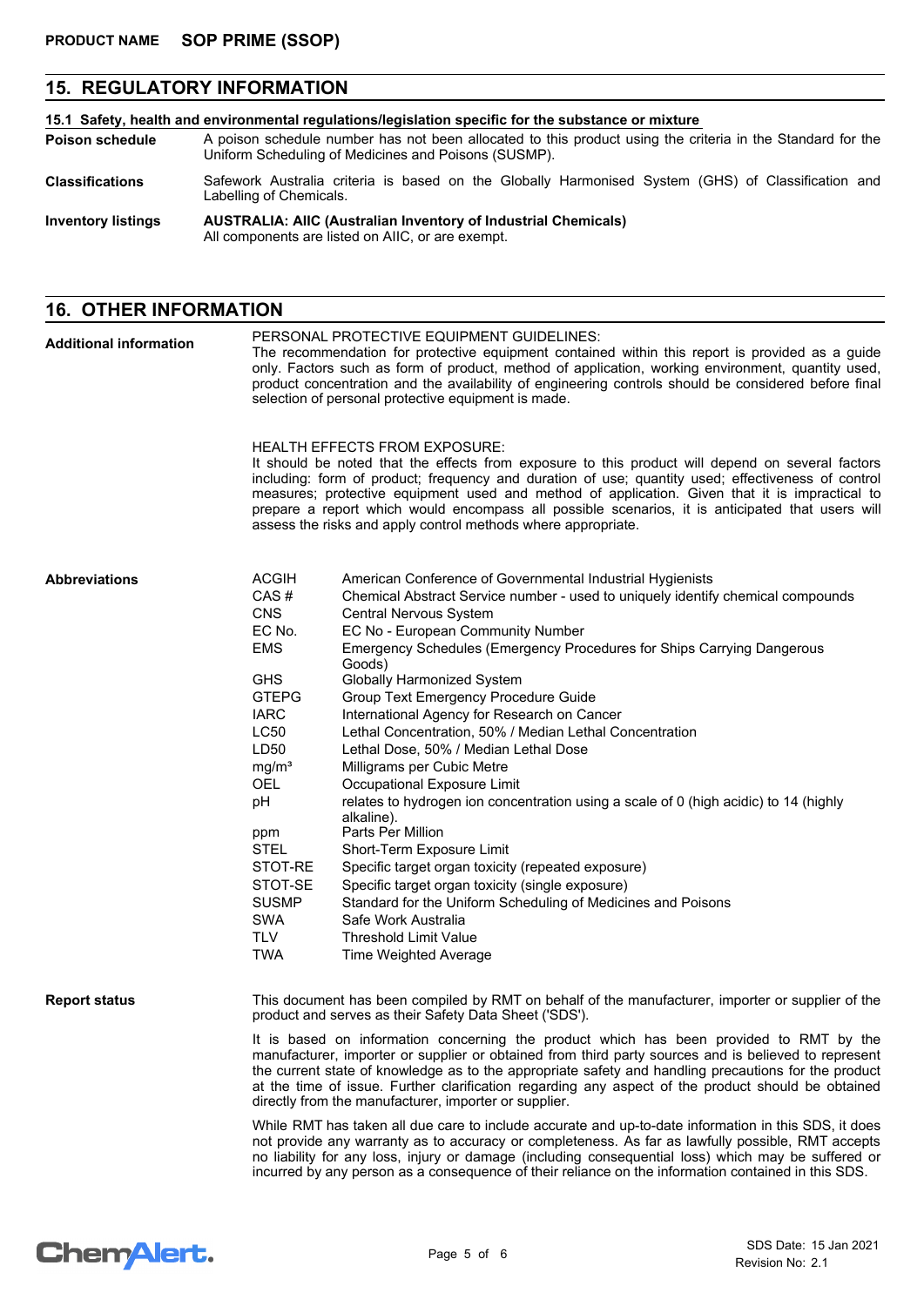## 15. REGULATORY INFORMATION

**15.1 Safety, health and environmental regulations/legislation specific for the substance or mixture**

**Poison schedule** A poison schedule number has not been allocated to this product using the criteria in the Standard for the Uniform Scheduling of Medicines and Poisons (SUSMP).

**Classifications** Safework Australia criteria is based on the Globally Harmonised System (GHS) of Classification and Labelling of Chemicals.

**Inventory listings** **AUSTRALIA: AIIC (Australian Inventory of Industrial Chemicals)**
All components are listed on AIIC, or are exempt.

## 16. OTHER INFORMATION

**Additional information**

PERSONAL PROTECTIVE EQUIPMENT GUIDELINES:
The recommendation for protective equipment contained within this report is provided as a guide only. Factors such as form of product, method of application, working environment, quantity used, product concentration and the availability of engineering controls should be considered before final selection of personal protective equipment is made.

HEALTH EFFECTS FROM EXPOSURE:
It should be noted that the effects from exposure to this product will depend on several factors including: form of product; frequency and duration of use; quantity used; effectiveness of control measures; protective equipment used and method of application. Given that it is impractical to prepare a report which would encompass all possible scenarios, it is anticipated that users will assess the risks and apply control methods where appropriate.

**Abbreviations**

| Abbreviation | Meaning |
|---|---|
| ACGIH | American Conference of Governmental Industrial Hygienists |
| CAS # | Chemical Abstract Service number - used to uniquely identify chemical compounds |
| CNS | Central Nervous System |
| EC No. | EC No - European Community Number |
| EMS | Emergency Schedules (Emergency Procedures for Ships Carrying Dangerous Goods) |
| GHS | Globally Harmonized System |
| GTEPG | Group Text Emergency Procedure Guide |
| IARC | International Agency for Research on Cancer |
| LC50 | Lethal Concentration, 50% / Median Lethal Concentration |
| LD50 | Lethal Dose, 50% / Median Lethal Dose |
| $mg/m^3$ | Milligrams per Cubic Metre |
| OEL | Occupational Exposure Limit |
| pH | relates to hydrogen ion concentration using a scale of 0 (high acidic) to 14 (highly alkaline). |
| ppm | Parts Per Million |
| STEL | Short-Term Exposure Limit |
| STOT-RE | Specific target organ toxicity (repeated exposure) |
| STOT-SE | Specific target organ toxicity (single exposure) |
| SUSMP | Standard for the Uniform Scheduling of Medicines and Poisons |
| SWA | Safe Work Australia |
| TLV | Threshold Limit Value |
| TWA | Time Weighted Average |

**Report status**

This document has been compiled by RMT on behalf of the manufacturer, importer or supplier of the product and serves as their Safety Data Sheet ('SDS').

It is based on information concerning the product which has been provided to RMT by the manufacturer, importer or supplier or obtained from third party sources and is believed to represent the current state of knowledge as to the appropriate safety and handling precautions for the product at the time of issue. Further clarification regarding any aspect of the product should be obtained directly from the manufacturer, importer or supplier.

While RMT has taken all due care to include accurate and up-to-date information in this SDS, it does not provide any warranty as to accuracy or completeness. As far as lawfully possible, RMT accepts no liability for any loss, injury or damage (including consequential loss) which may be suffered or incurred by any person as a consequence of their reliance on the information contained in this SDS.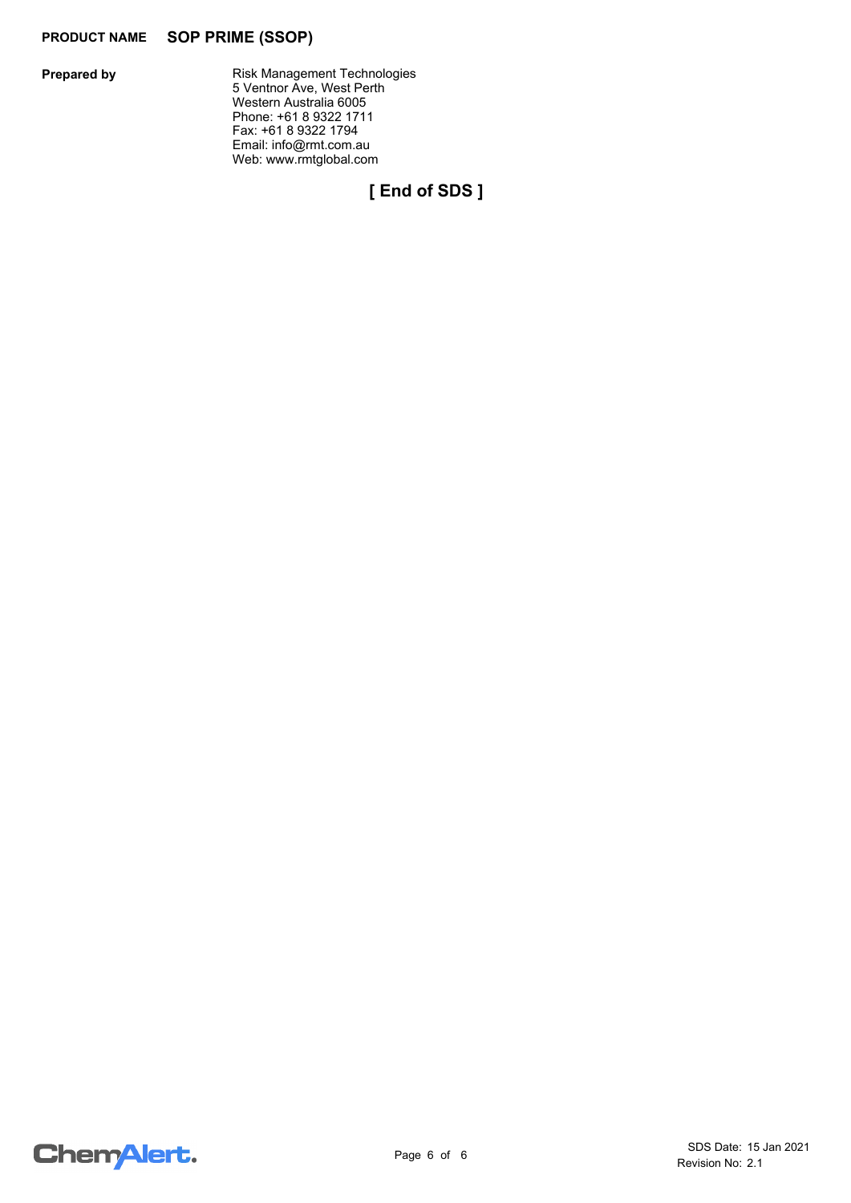| | |
|---|---|
| **Prepared by** | Risk Management Technologies<br>5 Ventnor Ave, West Perth<br>Western Australia 6005<br>Phone: +61 8 9322 1711<br>Fax: +61 8 9322 1794<br>Email: info@rmt.com.au<br>Web: www.rmtglobal.com |

**[ End of SDS ]**